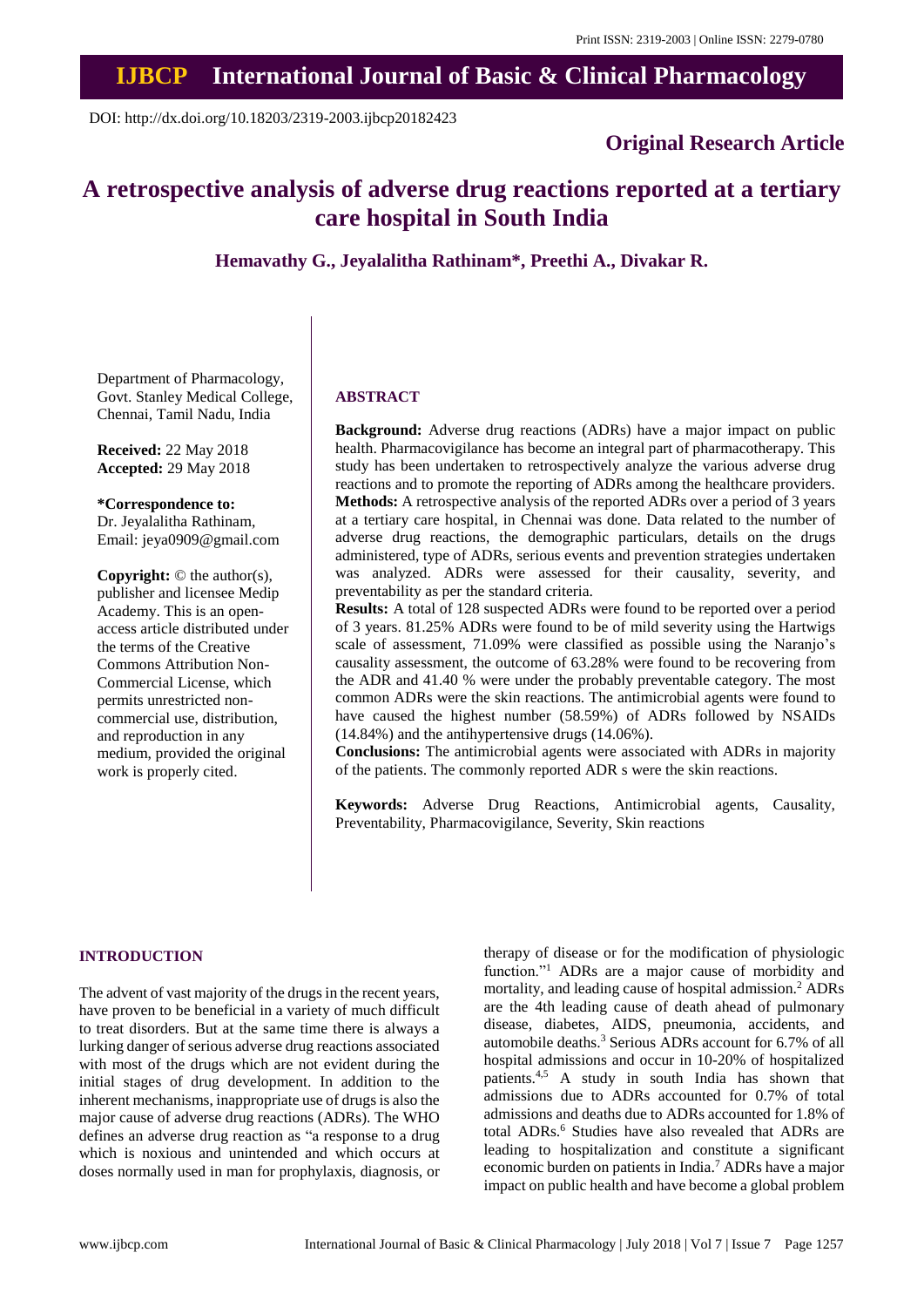# A retrospective analysis of adverse drug reactions reported at a tertiary care hospital in South India

**Hemavathy G., Jeyalalitha Rathinam*, Preethi A., Divakar R.**

Department of Pharmacology, Govt. Stanley Medical College, Chennai, Tamil Nadu, India

**Received:** 22 May 2018
**Accepted:** 29 May 2018

**\*Correspondence to:**
Dr. Jeyalalitha Rathinam,
Email: jeya0909@gmail.com

**Copyright:** © the author(s), publisher and licensee Medip Academy. This is an open-access article distributed under the terms of the Creative Commons Attribution Non-Commercial License, which permits unrestricted non-commercial use, distribution, and reproduction in any medium, provided the original work is properly cited.

DOI: http://dx.doi.org/10.18203/2319-2003.ijbcp20182423

**Original Research Article**

## ABSTRACT

**Background:** Adverse drug reactions (ADRs) have a major impact on public health. Pharmacovigilance has become an integral part of pharmacotherapy. This study has been undertaken to retrospectively analyze the various adverse drug reactions and to promote the reporting of ADRs among the healthcare providers.

**Methods:** A retrospective analysis of the reported ADRs over a period of 3 years at a tertiary care hospital, in Chennai was done. Data related to the number of adverse drug reactions, the demographic particulars, details on the drugs administered, type of ADRs, serious events and prevention strategies undertaken was analyzed. ADRs were assessed for their causality, severity, and preventability as per the standard criteria.

**Results:** A total of 128 suspected ADRs were found to be reported over a period of 3 years. 81.25% ADRs were found to be of mild severity using the Hartwigs scale of assessment, 71.09% were classified as possible using the Naranjo's causality assessment, the outcome of 63.28% were found to be recovering from the ADR and 41.40 % were under the probably preventable category. The most common ADRs were the skin reactions. The antimicrobial agents were found to have caused the highest number (58.59%) of ADRs followed by NSAIDs (14.84%) and the antihypertensive drugs (14.06%).

**Conclusions:** The antimicrobial agents were associated with ADRs in majority of the patients. The commonly reported ADR s were the skin reactions.

**Keywords:** Adverse Drug Reactions, Antimicrobial agents, Causality, Preventability, Pharmacovigilance, Severity, Skin reactions

## INTRODUCTION

The advent of vast majority of the drugs in the recent years, have proven to be beneficial in a variety of much difficult to treat disorders. But at the same time there is always a lurking danger of serious adverse drug reactions associated with most of the drugs which are not evident during the initial stages of drug development. In addition to the inherent mechanisms, inappropriate use of drugs is also the major cause of adverse drug reactions (ADRs). The WHO defines an adverse drug reaction as "a response to a drug which is noxious and unintended and which occurs at doses normally used in man for prophylaxis, diagnosis, or therapy of disease or for the modification of physiologic function."[1] ADRs are a major cause of morbidity and mortality, and leading cause of hospital admission.[2] ADRs are the 4th leading cause of death ahead of pulmonary disease, diabetes, AIDS, pneumonia, accidents, and automobile deaths.[3] Serious ADRs account for 6.7% of all hospital admissions and occur in 10-20% of hospitalized patients.[4,5] A study in south India has shown that admissions due to ADRs accounted for 0.7% of total admissions and deaths due to ADRs accounted for 1.8% of total ADRs.[6] Studies have also revealed that ADRs are leading to hospitalization and constitute a significant economic burden on patients in India.[7] ADRs have a major impact on public health and have become a global problem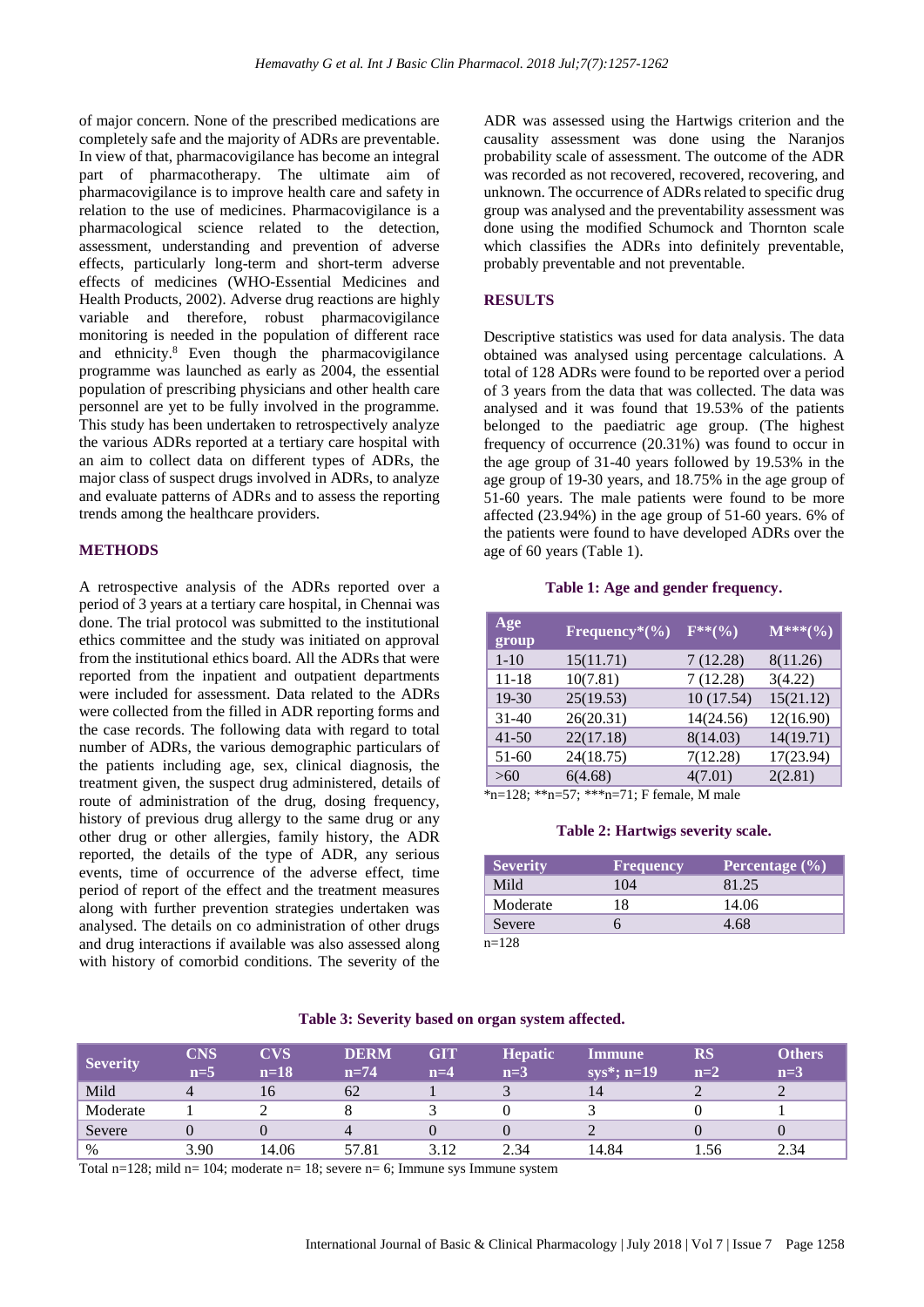of major concern. None of the prescribed medications are completely safe and the majority of ADRs are preventable. In view of that, pharmacovigilance has become an integral part of pharmacotherapy. The ultimate aim of pharmacovigilance is to improve health care and safety in relation to the use of medicines. Pharmacovigilance is a pharmacological science related to the detection, assessment, understanding and prevention of adverse effects, particularly long-term and short-term adverse effects of medicines (WHO-Essential Medicines and Health Products, 2002). Adverse drug reactions are highly variable and therefore, robust pharmacovigilance monitoring is needed in the population of different race and ethnicity.[8] Even though the pharmacovigilance programme was launched as early as 2004, the essential population of prescribing physicians and other health care personnel are yet to be fully involved in the programme. This study has been undertaken to retrospectively analyze the various ADRs reported at a tertiary care hospital with an aim to collect data on different types of ADRs, the major class of suspect drugs involved in ADRs, to analyze and evaluate patterns of ADRs and to assess the reporting trends among the healthcare providers.

## METHODS

A retrospective analysis of the ADRs reported over a period of 3 years at a tertiary care hospital, in Chennai was done. The trial protocol was submitted to the institutional ethics committee and the study was initiated on approval from the institutional ethics board. All the ADRs that were reported from the inpatient and outpatient departments were included for assessment. Data related to the ADRs were collected from the filled in ADR reporting forms and the case records. The following data with regard to total number of ADRs, the various demographic particulars of the patients including age, sex, clinical diagnosis, the treatment given, the suspect drug administered, details of route of administration of the drug, dosing frequency, history of previous drug allergy to the same drug or any other drug or other allergies, family history, the ADR reported, the details of the type of ADR, any serious events, time of occurrence of the adverse effect, time period of report of the effect and the treatment measures along with further prevention strategies undertaken was analysed. The details on co administration of other drugs and drug interactions if available was also assessed along with history of comorbid conditions. The severity of the ADR was assessed using the Hartwigs criterion and the causality assessment was done using the Naranjos probability scale of assessment. The outcome of the ADR was recorded as not recovered, recovered, recovering, and unknown. The occurrence of ADRs related to specific drug group was analysed and the preventability assessment was done using the modified Schumock and Thornton scale which classifies the ADRs into definitely preventable, probably preventable and not preventable.

## RESULTS

Descriptive statistics was used for data analysis. The data obtained was analysed using percentage calculations. A total of 128 ADRs were found to be reported over a period of 3 years from the data that was collected. The data was analysed and it was found that 19.53% of the patients belonged to the paediatric age group. (The highest frequency of occurrence (20.31%) was found to occur in the age group of 31-40 years followed by 19.53% in the age group of 19-30 years, and 18.75% in the age group of 51-60 years. The male patients were found to be more affected (23.94%) in the age group of 51-60 years. 6% of the patients were found to have developed ADRs over the age of 60 years (Table 1).

**Table 1: Age and gender frequency.**

| Age group | Frequency*(%) | F**(%) | M***(%) |
|---|---|---|---|
| 1-10 | 15(11.71) | 7 (12.28) | 8(11.26) |
| 11-18 | 10(7.81) | 7 (12.28) | 3(4.22) |
| 19-30 | 25(19.53) | 10 (17.54) | 15(21.12) |
| 31-40 | 26(20.31) | 14(24.56) | 12(16.90) |
| 41-50 | 22(17.18) | 8(14.03) | 14(19.71) |
| 51-60 | 24(18.75) | 7(12.28) | 17(23.94) |
| >60 | 6(4.68) | 4(7.01) | 2(2.81) |

*n=128; **n=57; ***n=71; F female, M male

**Table 2: Hartwigs severity scale.**

| Severity | Frequency | Percentage (%) |
|---|---|---|
| Mild | 104 | 81.25 |
| Moderate | 18 | 14.06 |
| Severe | 6 | 4.68 |

n=128

**Table 3: Severity based on organ system affected.**

| Severity | CNS n=5 | CVS n=18 | DERM n=74 | GIT n=4 | Hepatic n=3 | Immune sys*; n=19 | RS n=2 | Others n=3 |
|---|---|---|---|---|---|---|---|---|
| Mild | 4 | 16 | 62 | 1 | 3 | 14 | 2 | 2 |
| Moderate | 1 | 2 | 8 | 3 | 0 | 3 | 0 | 1 |
| Severe | 0 | 0 | 4 | 0 | 0 | 2 | 0 | 0 |
| % | 3.90 | 14.06 | 57.81 | 3.12 | 2.34 | 14.84 | 1.56 | 2.34 |

Total n=128; mild n= 104; moderate n= 18; severe n= 6; Immune sys Immune system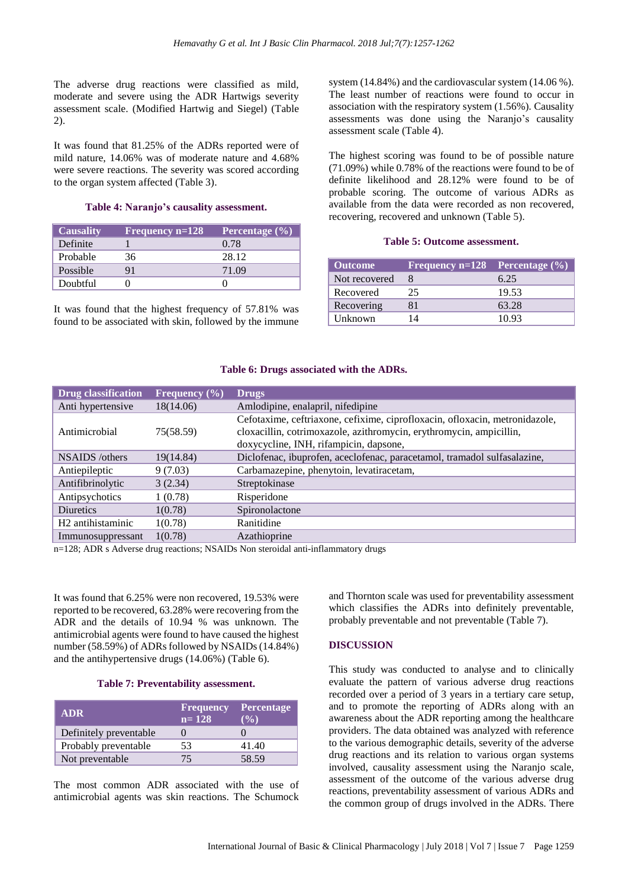The adverse drug reactions were classified as mild, moderate and severe using the ADR Hartwigs severity assessment scale. (Modified Hartwig and Siegel) (Table 2).

It was found that 81.25% of the ADRs reported were of mild nature, 14.06% was of moderate nature and 4.68% were severe reactions. The severity was scored according to the organ system affected (Table 3).

**Table 4: Naranjo's causality assessment.**

| Causality | Frequency n=128 | Percentage (%) |
|---|---|---|
| Definite | 1 | 0.78 |
| Probable | 36 | 28.12 |
| Possible | 91 | 71.09 |
| Doubtful | 0 | 0 |

It was found that the highest frequency of 57.81% was found to be associated with skin, followed by the immune system (14.84%) and the cardiovascular system (14.06 %). The least number of reactions were found to occur in association with the respiratory system (1.56%). Causality assessments was done using the Naranjo's causality assessment scale (Table 4).

The highest scoring was found to be of possible nature (71.09%) while 0.78% of the reactions were found to be of definite likelihood and 28.12% were found to be of probable scoring. The outcome of various ADRs as available from the data were recorded as non recovered, recovering, recovered and unknown (Table 5).

**Table 5: Outcome assessment.**

| Outcome | Frequency n=128 | Percentage (%) |
|---|---|---|
| Not recovered | 8 | 6.25 |
| Recovered | 25 | 19.53 |
| Recovering | 81 | 63.28 |
| Unknown | 14 | 10.93 |

**Table 6: Drugs associated with the ADRs.**

| Drug classification | Frequency (%) | Drugs |
|---|---|---|
| Anti hypertensive | 18(14.06) | Amlodipine, enalapril, nifedipine |
| Antimicrobial | 75(58.59) | Cefotaxime, ceftriaxone, cefixime, ciprofloxacin, ofloxacin, metronidazole, cloxacillin, cotrimoxazole, azithromycin, erythromycin, ampicillin, doxycycline, INH, rifampicin, dapsone, |
| NSAIDS /others | 19(14.84) | Diclofenac, ibuprofen, aceclofenac, paracetamol, tramadol sulfasalazine, |
| Antiepileptic | 9 (7.03) | Carbamazepine, phenytoin, levatiracetam, |
| Antifibrinolytic | 3 (2.34) | Streptokinase |
| Antipsychotics | 1 (0.78) | Risperidone |
| Diuretics | 1(0.78) | Spironolactone |
| H2 antihistaminic | 1(0.78) | Ranitidine |
| Immunosuppressant | 1(0.78) | Azathioprine |

n=128; ADR s Adverse drug reactions; NSAIDs Non steroidal anti-inflammatory drugs

It was found that 6.25% were non recovered, 19.53% were reported to be recovered, 63.28% were recovering from the ADR and the details of 10.94 % was unknown. The antimicrobial agents were found to have caused the highest number (58.59%) of ADRs followed by NSAIDs (14.84%) and the antihypertensive drugs (14.06%) (Table 6).

**Table 7: Preventability assessment.**

| ADR | Frequency n= 128 | Percentage (%) |
|---|---|---|
| Definitely preventable | 0 | 0 |
| Probably preventable | 53 | 41.40 |
| Not preventable | 75 | 58.59 |

The most common ADR associated with the use of antimicrobial agents was skin reactions. The Schumock and Thornton scale was used for preventability assessment which classifies the ADRs into definitely preventable, probably preventable and not preventable (Table 7).

## DISCUSSION

This study was conducted to analyse and to clinically evaluate the pattern of various adverse drug reactions recorded over a period of 3 years in a tertiary care setup, and to promote the reporting of ADRs along with an awareness about the ADR reporting among the healthcare providers. The data obtained was analyzed with reference to the various demographic details, severity of the adverse drug reactions and its relation to various organ systems involved, causality assessment using the Naranjo scale, assessment of the outcome of the various adverse drug reactions, preventability assessment of various ADRs and the common group of drugs involved in the ADRs. There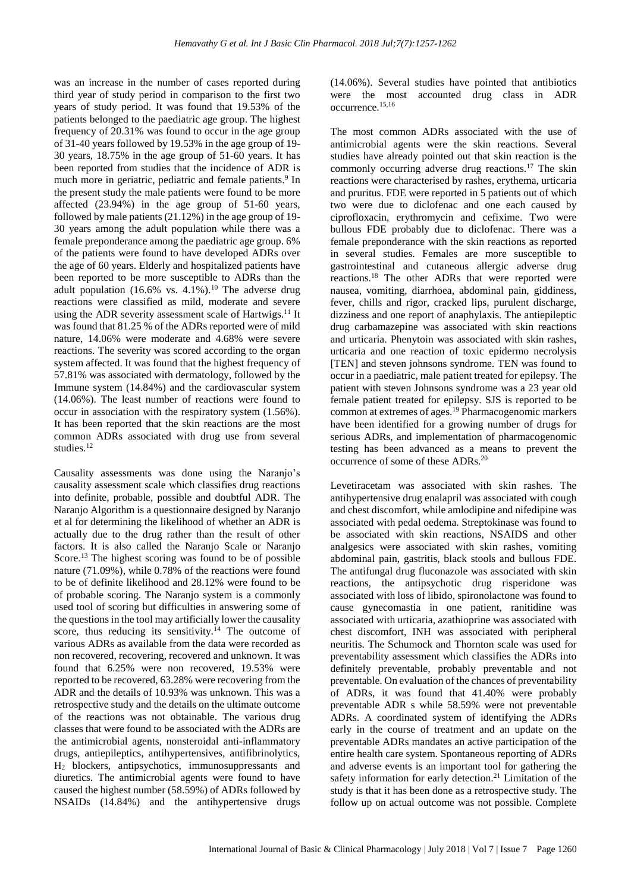was an increase in the number of cases reported during third year of study period in comparison to the first two years of study period. It was found that 19.53% of the patients belonged to the paediatric age group. The highest frequency of 20.31% was found to occur in the age group of 31-40 years followed by 19.53% in the age group of 19-30 years, 18.75% in the age group of 51-60 years. It has been reported from studies that the incidence of ADR is much more in geriatric, pediatric and female patients.[9] In the present study the male patients were found to be more affected (23.94%) in the age group of 51-60 years, followed by male patients (21.12%) in the age group of 19-30 years among the adult population while there was a female preponderance among the paediatric age group. 6% of the patients were found to have developed ADRs over the age of 60 years. Elderly and hospitalized patients have been reported to be more susceptible to ADRs than the adult population (16.6% vs. 4.1%).[10] The adverse drug reactions were classified as mild, moderate and severe using the ADR severity assessment scale of Hartwigs.[11] It was found that 81.25 % of the ADRs reported were of mild nature, 14.06% were moderate and 4.68% were severe reactions. The severity was scored according to the organ system affected. It was found that the highest frequency of 57.81% was associated with dermatology, followed by the Immune system (14.84%) and the cardiovascular system (14.06%). The least number of reactions were found to occur in association with the respiratory system (1.56%). It has been reported that the skin reactions are the most common ADRs associated with drug use from several studies.[12]

Causality assessments was done using the Naranjo's causality assessment scale which classifies drug reactions into definite, probable, possible and doubtful ADR. The Naranjo Algorithm is a questionnaire designed by Naranjo et al for determining the likelihood of whether an ADR is actually due to the drug rather than the result of other factors. It is also called the Naranjo Scale or Naranjo Score.[13] The highest scoring was found to be of possible nature (71.09%), while 0.78% of the reactions were found to be of definite likelihood and 28.12% were found to be of probable scoring. The Naranjo system is a commonly used tool of scoring but difficulties in answering some of the questions in the tool may artificially lower the causality score, thus reducing its sensitivity.[14] The outcome of various ADRs as available from the data were recorded as non recovered, recovering, recovered and unknown. It was found that 6.25% were non recovered, 19.53% were reported to be recovered, 63.28% were recovering from the ADR and the details of 10.93% was unknown. This was a retrospective study and the details on the ultimate outcome of the reactions was not obtainable. The various drug classes that were found to be associated with the ADRs are the antimicrobial agents, nonsteroidal anti-inflammatory drugs, antiepileptics, antihypertensives, antifibrinolytics, $H_2$ blockers, antipsychotics, immunosuppressants and diuretics. The antimicrobial agents were found to have caused the highest number (58.59%) of ADRs followed by NSAIDs (14.84%) and the antihypertensive drugs (14.06%). Several studies have pointed that antibiotics were the most accounted drug class in ADR occurrence.[15,16]

The most common ADRs associated with the use of antimicrobial agents were the skin reactions. Several studies have already pointed out that skin reaction is the commonly occurring adverse drug reactions.[17] The skin reactions are characterised by rashes, erythema, urticaria and pruritus. FDE were reported in 5 patients out of which two were due to diclofenac and one each caused by ciprofloxacin, erythromycin and cefixime. Two were bullous FDE probably due to diclofenac. There was a female preponderance with the skin reactions as reported in several studies. Females are more susceptible to gastrointestinal and cutaneous allergic adverse drug reactions.[18] The other ADRs that were reported were nausea, vomiting, diarrhoea, abdominal pain, giddiness, fever, chills and rigor, cracked lips, purulent discharge, dizziness and one report of anaphylaxis. The antiepileptic drug carbamazepine was associated with skin reactions and urticaria. Phenytoin was associated with skin rashes, urticaria and one reaction of toxic epidermo necrolysis [TEN] and steven johnsons syndrome. TEN was found to occur in a paediatric, male patient treated for epilepsy. The patient with steven Johnsons syndrome was a 23 year old female patient treated for epilepsy. SJS is reported to be common at extremes of ages.[19] Pharmacogenomic markers have been identified for a growing number of drugs for serious ADRs, and implementation of pharmacogenomic testing has been advanced as a means to prevent the occurrence of some of these ADRs.[20]

Levetiracetam was associated with skin rashes. The antihypertensive drug enalapril was associated with cough and chest discomfort, while amlodipine and nifedipine was associated with pedal oedema. Streptokinase was found to be associated with skin reactions, NSAIDS and other analgesics were associated with skin rashes, vomiting abdominal pain, gastritis, black stools and bullous FDE. The antifungal drug fluconazole was associated with skin reactions, the antipsychotic drug risperidone was associated with loss of libido, spironolactone was found to cause gynecomastia in one patient, ranitidine was associated with urticaria, azathioprine was associated with chest discomfort, INH was associated with peripheral neuritis. The Schumock and Thornton scale was used for preventability assessment which classifies the ADRs into definitely preventable, probably preventable and not preventable. On evaluation of the chances of preventability of ADRs, it was found that 41.40% were probably preventable ADR s while 58.59% were not preventable ADRs. A coordinated system of identifying the ADRs early in the course of treatment and an update on the preventable ADRs mandates an active participation of the entire health care system. Spontaneous reporting of ADRs and adverse events is an important tool for gathering the safety information for early detection.[21] Limitation of the study is that it has been done as a retrospective study. The follow up on actual outcome was not possible. Complete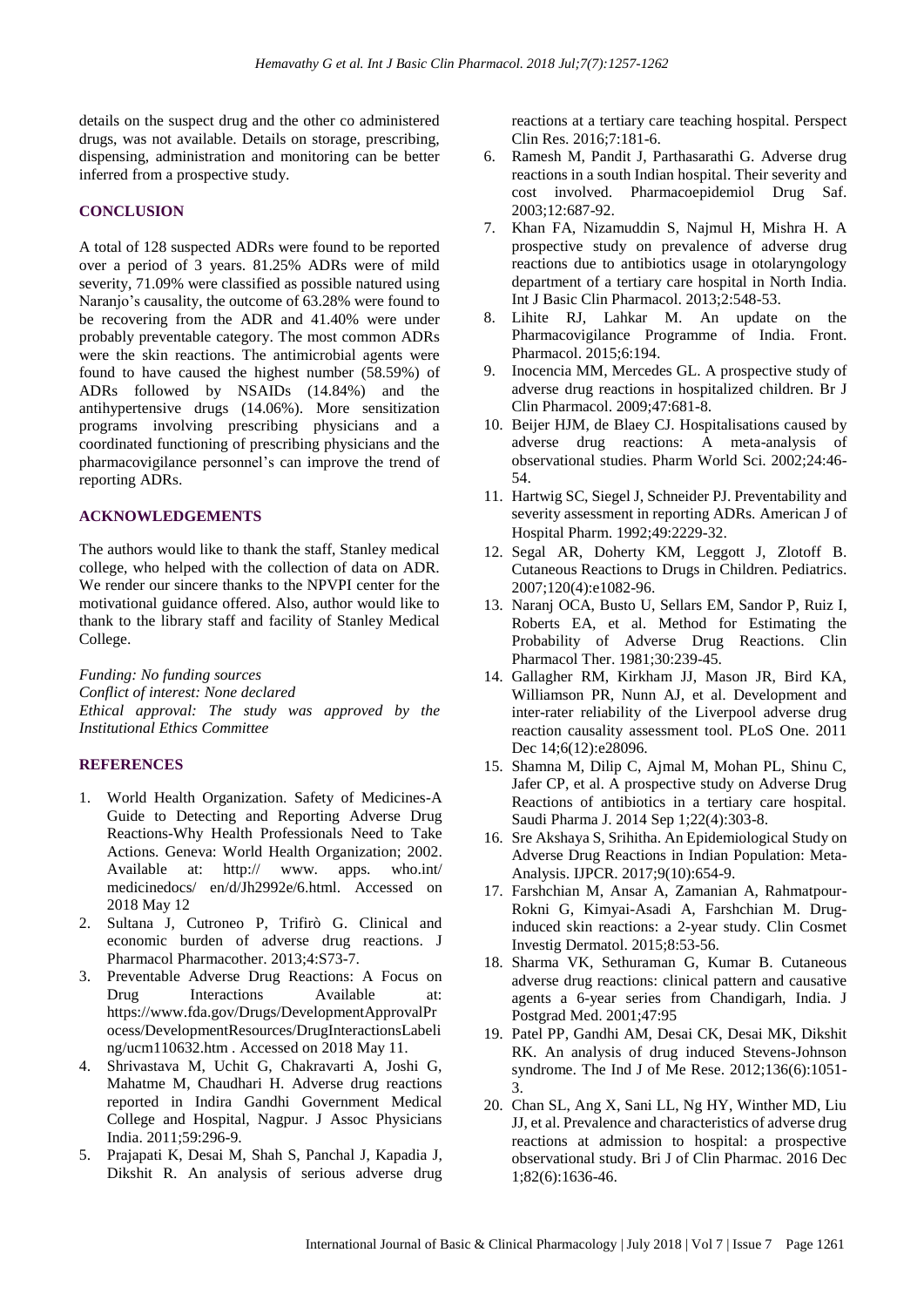details on the suspect drug and the other co administered drugs, was not available. Details on storage, prescribing, dispensing, administration and monitoring can be better inferred from a prospective study.

## CONCLUSION

A total of 128 suspected ADRs were found to be reported over a period of 3 years. 81.25% ADRs were of mild severity, 71.09% were classified as possible natured using Naranjo's causality, the outcome of 63.28% were found to be recovering from the ADR and 41.40% were under probably preventable category. The most common ADRs were the skin reactions. The antimicrobial agents were found to have caused the highest number (58.59%) of ADRs followed by NSAIDs (14.84%) and the antihypertensive drugs (14.06%). More sensitization programs involving prescribing physicians and a coordinated functioning of prescribing physicians and the pharmacovigilance personnel's can improve the trend of reporting ADRs.

## ACKNOWLEDGEMENTS

The authors would like to thank the staff, Stanley medical college, who helped with the collection of data on ADR. We render our sincere thanks to the NPVPI center for the motivational guidance offered. Also, author would like to thank to the library staff and facility of Stanley Medical College.

*Funding: No funding sources*
*Conflict of interest: None declared*
*Ethical approval: The study was approved by the Institutional Ethics Committee*

## REFERENCES

1. World Health Organization. Safety of Medicines-A Guide to Detecting and Reporting Adverse Drug Reactions-Why Health Professionals Need to Take Actions. Geneva: World Health Organization; 2002. Available at: http:// www. apps. who.int/ medicinedocs/ en/d/Jh2992e/6.html. Accessed on 2018 May 12
2. Sultana J, Cutroneo P, Trifirò G. Clinical and economic burden of adverse drug reactions. J Pharmacol Pharmacother. 2013;4:S73-7.
3. Preventable Adverse Drug Reactions: A Focus on Drug Interactions Available at: https://www.fda.gov/Drugs/DevelopmentApprovalProcess/DevelopmentResources/DrugInteractionsLabeling/ucm110632.htm . Accessed on 2018 May 11.
4. Shrivastava M, Uchit G, Chakravarti A, Joshi G, Mahatme M, Chaudhari H. Adverse drug reactions reported in Indira Gandhi Government Medical College and Hospital, Nagpur. J Assoc Physicians India. 2011;59:296-9.
5. Prajapati K, Desai M, Shah S, Panchal J, Kapadia J, Dikshit R. An analysis of serious adverse drug reactions at a tertiary care teaching hospital. Perspect Clin Res. 2016;7:181-6.
6. Ramesh M, Pandit J, Parthasarathi G. Adverse drug reactions in a south Indian hospital. Their severity and cost involved. Pharmacoepidemiol Drug Saf. 2003;12:687-92.
7. Khan FA, Nizamuddin S, Najmul H, Mishra H. A prospective study on prevalence of adverse drug reactions due to antibiotics usage in otolaryngology department of a tertiary care hospital in North India. Int J Basic Clin Pharmacol. 2013;2:548-53.
8. Lihite RJ, Lahkar M. An update on the Pharmacovigilance Programme of India. Front. Pharmacol. 2015;6:194.
9. Inocencia MM, Mercedes GL. A prospective study of adverse drug reactions in hospitalized children. Br J Clin Pharmacol. 2009;47:681-8.
10. Beijer HJM, de Blaey CJ. Hospitalisations caused by adverse drug reactions: A meta-analysis of observational studies. Pharm World Sci. 2002;24:46-54.
11. Hartwig SC, Siegel J, Schneider PJ. Preventability and severity assessment in reporting ADRs. American J of Hospital Pharm. 1992;49:2229-32.
12. Segal AR, Doherty KM, Leggott J, Zlotoff B. Cutaneous Reactions to Drugs in Children. Pediatrics. 2007;120(4):e1082-96.
13. Naranj OCA, Busto U, Sellars EM, Sandor P, Ruiz I, Roberts EA, et al. Method for Estimating the Probability of Adverse Drug Reactions. Clin Pharmacol Ther. 1981;30:239-45.
14. Gallagher RM, Kirkham JJ, Mason JR, Bird KA, Williamson PR, Nunn AJ, et al. Development and inter-rater reliability of the Liverpool adverse drug reaction causality assessment tool. PLoS One. 2011 Dec 14;6(12):e28096.
15. Shamna M, Dilip C, Ajmal M, Mohan PL, Shinu C, Jafer CP, et al. A prospective study on Adverse Drug Reactions of antibiotics in a tertiary care hospital. Saudi Pharma J. 2014 Sep 1;22(4):303-8.
16. Sre Akshaya S, Srihitha. An Epidemiological Study on Adverse Drug Reactions in Indian Population: Meta-Analysis. IJPCR. 2017;9(10):654-9.
17. Farshchian M, Ansar A, Zamanian A, Rahmatpour-Rokni G, Kimyai-Asadi A, Farshchian M. Drug-induced skin reactions: a 2-year study. Clin Cosmet Investig Dermatol. 2015;8:53-56.
18. Sharma VK, Sethuraman G, Kumar B. Cutaneous adverse drug reactions: clinical pattern and causative agents a 6-year series from Chandigarh, India. J Postgrad Med. 2001;47:95
19. Patel PP, Gandhi AM, Desai CK, Desai MK, Dikshit RK. An analysis of drug induced Stevens-Johnson syndrome. The Ind J of Me Rese. 2012;136(6):1051-3.
20. Chan SL, Ang X, Sani LL, Ng HY, Winther MD, Liu JJ, et al. Prevalence and characteristics of adverse drug reactions at admission to hospital: a prospective observational study. Bri J of Clin Pharmac. 2016 Dec 1;82(6):1636-46.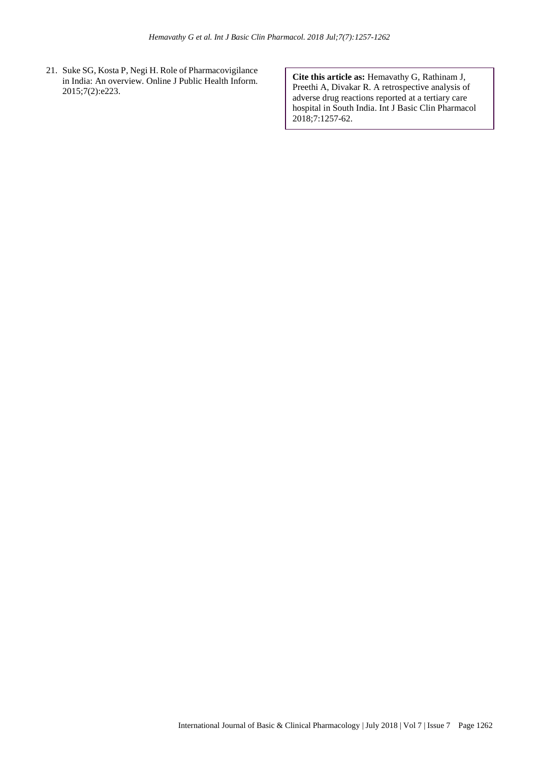21. Suke SG, Kosta P, Negi H. Role of Pharmacovigilance in India: An overview. Online J Public Health Inform. 2015;7(2):e223.

**Cite this article as:** Hemavathy G, Rathinam J, Preethi A, Divakar R. A retrospective analysis of adverse drug reactions reported at a tertiary care hospital in South India. Int J Basic Clin Pharmacol 2018;7:1257-62.